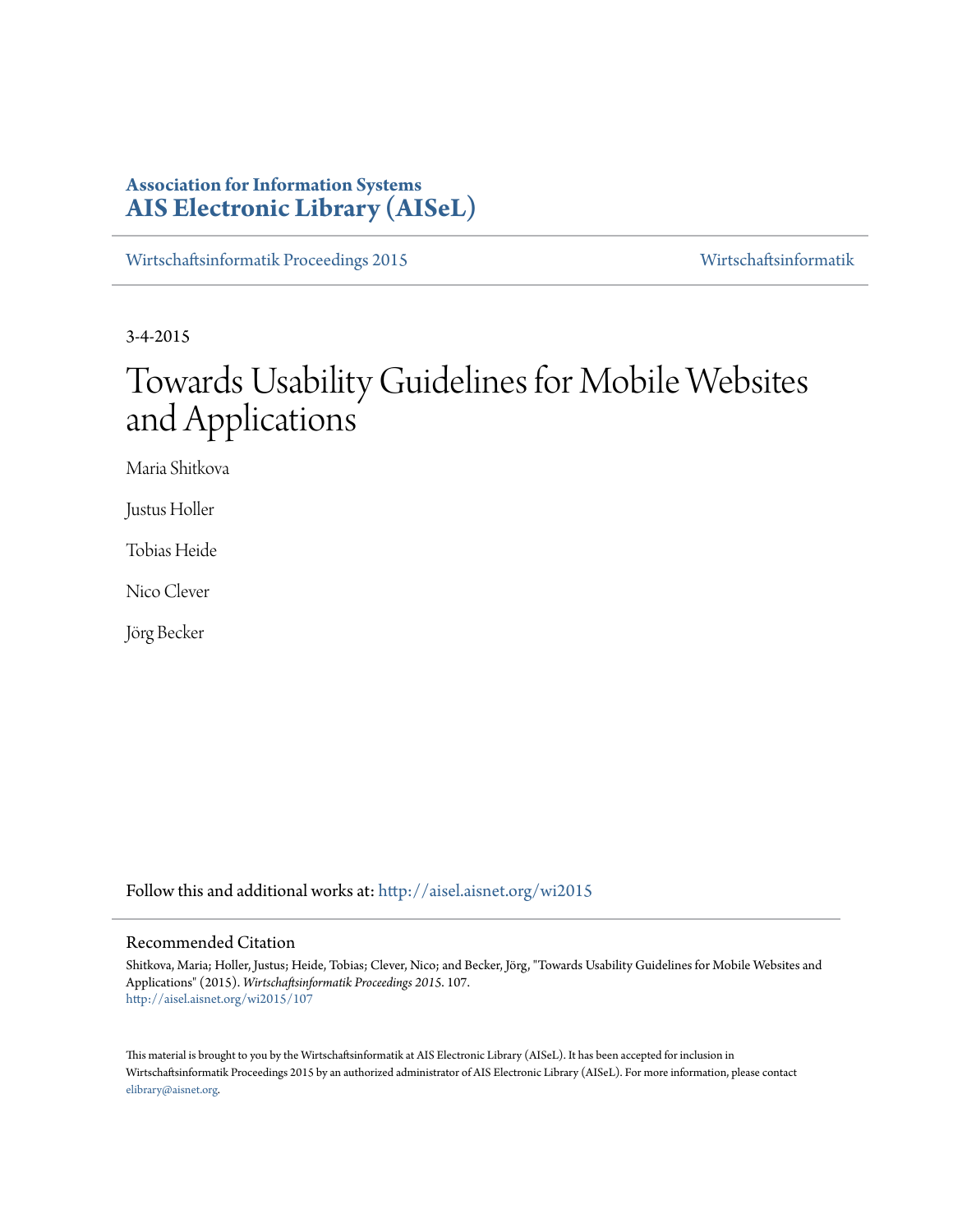**Association for Information Systems**
**AIS Electronic Library (AISeL)**

Wirtschaftsinformatik Proceedings 2015 | Wirtschaftsinformatik

3-4-2015

# Towards Usability Guidelines for Mobile Websites and Applications

Maria Shitkova

Justus Holler

Tobias Heide

Nico Clever

Jörg Becker

Follow this and additional works at: http://aisel.aisnet.org/wi2015

## Recommended Citation

Shitkova, Maria; Holler, Justus; Heide, Tobias; Clever, Nico; and Becker, Jörg, "Towards Usability Guidelines for Mobile Websites and Applications" (2015). *Wirtschaftsinformatik Proceedings 2015*. 107.
http://aisel.aisnet.org/wi2015/107

This material is brought to you by the Wirtschaftsinformatik at AIS Electronic Library (AISeL). It has been accepted for inclusion in Wirtschaftsinformatik Proceedings 2015 by an authorized administrator of AIS Electronic Library (AISeL). For more information, please contact elibrary@aisnet.org.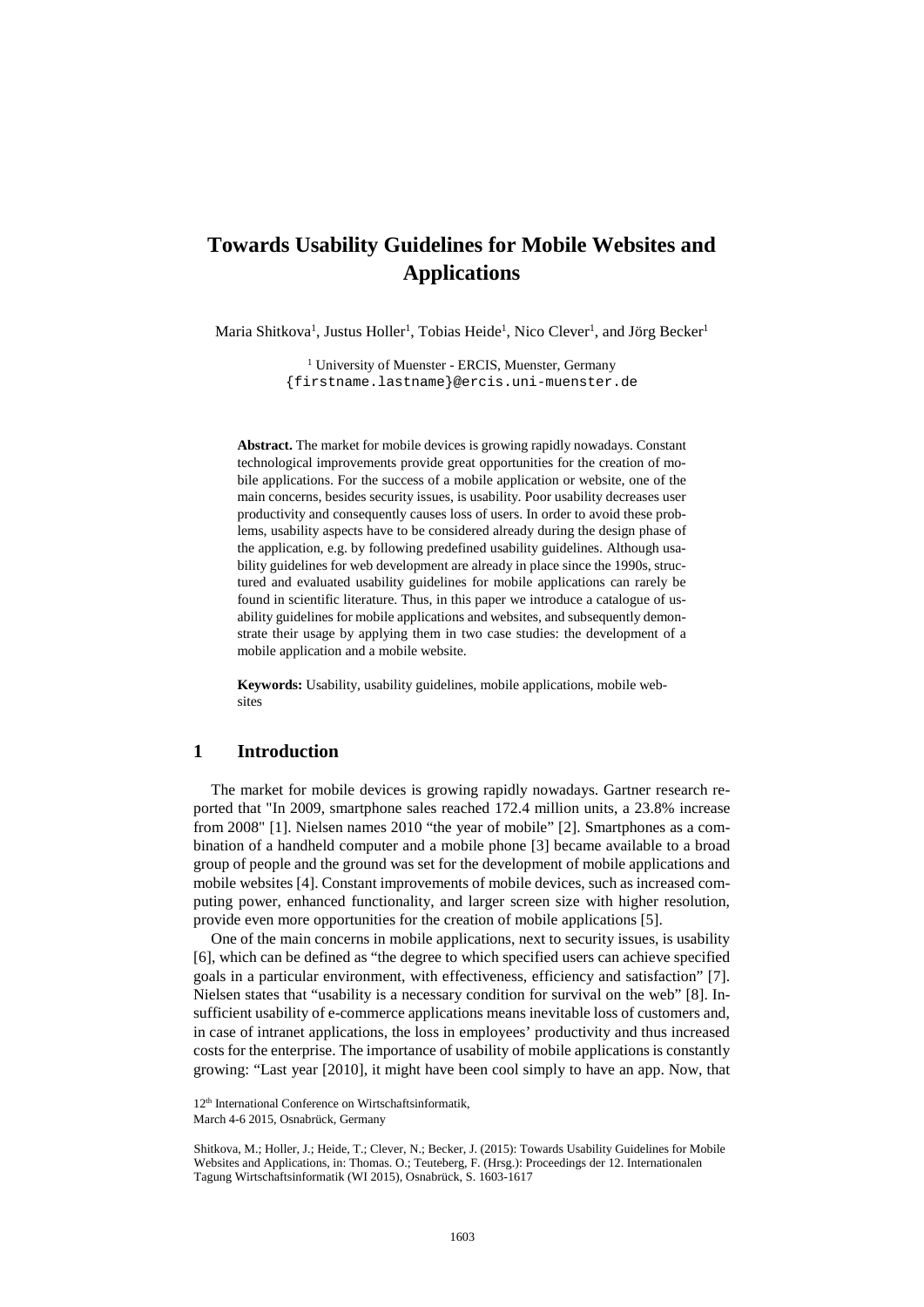# Towards Usability Guidelines for Mobile Websites and Applications

Maria Shitkova[1], Justus Holler[1], Tobias Heide[1], Nico Clever[1], and Jörg Becker[1]

[1] University of Muenster - ERCIS, Muenster, Germany
{firstname.lastname}@ercis.uni-muenster.de

**Abstract.** The market for mobile devices is growing rapidly nowadays. Constant technological improvements provide great opportunities for the creation of mobile applications. For the success of a mobile application or website, one of the main concerns, besides security issues, is usability. Poor usability decreases user productivity and consequently causes loss of users. In order to avoid these problems, usability aspects have to be considered already during the design phase of the application, e.g. by following predefined usability guidelines. Although usability guidelines for web development are already in place since the 1990s, structured and evaluated usability guidelines for mobile applications can rarely be found in scientific literature. Thus, in this paper we introduce a catalogue of usability guidelines for mobile applications and websites, and subsequently demonstrate their usage by applying them in two case studies: the development of a mobile application and a mobile website.

**Keywords:** Usability, usability guidelines, mobile applications, mobile websites

## 1 Introduction

The market for mobile devices is growing rapidly nowadays. Gartner research reported that "In 2009, smartphone sales reached 172.4 million units, a 23.8% increase from 2008" [1]. Nielsen names 2010 "the year of mobile" [2]. Smartphones as a combination of a handheld computer and a mobile phone [3] became available to a broad group of people and the ground was set for the development of mobile applications and mobile websites [4]. Constant improvements of mobile devices, such as increased computing power, enhanced functionality, and larger screen size with higher resolution, provide even more opportunities for the creation of mobile applications [5].

One of the main concerns in mobile applications, next to security issues, is usability [6], which can be defined as "the degree to which specified users can achieve specified goals in a particular environment, with effectiveness, efficiency and satisfaction" [7]. Nielsen states that "usability is a necessary condition for survival on the web" [8]. Insufficient usability of e-commerce applications means inevitable loss of customers and, in case of intranet applications, the loss in employees' productivity and thus increased costs for the enterprise. The importance of usability of mobile applications is constantly growing: "Last year [2010], it might have been cool simply to have an app. Now, that

12th International Conference on Wirtschaftsinformatik,
March 4-6 2015, Osnabrück, Germany

Shitkova, M.; Holler, J.; Heide, T.; Clever, N.; Becker, J. (2015): Towards Usability Guidelines for Mobile Websites and Applications, in: Thomas. O.; Teuteberg, F. (Hrsg.): Proceedings der 12. Internationalen Tagung Wirtschaftsinformatik (WI 2015), Osnabrück, S. 1603-1617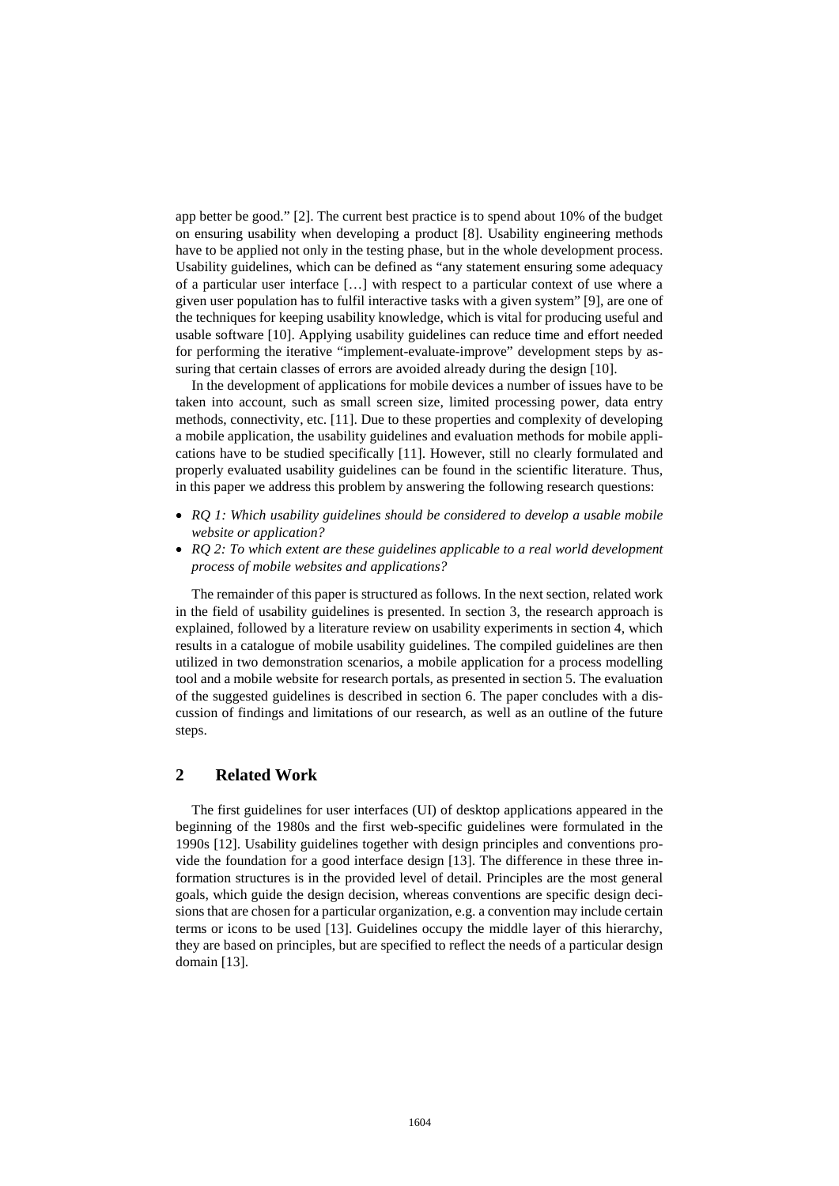app better be good." [2]. The current best practice is to spend about 10% of the budget on ensuring usability when developing a product [8]. Usability engineering methods have to be applied not only in the testing phase, but in the whole development process. Usability guidelines, which can be defined as "any statement ensuring some adequacy of a particular user interface […] with respect to a particular context of use where a given user population has to fulfil interactive tasks with a given system" [9], are one of the techniques for keeping usability knowledge, which is vital for producing useful and usable software [10]. Applying usability guidelines can reduce time and effort needed for performing the iterative "implement-evaluate-improve" development steps by assuring that certain classes of errors are avoided already during the design [10].

In the development of applications for mobile devices a number of issues have to be taken into account, such as small screen size, limited processing power, data entry methods, connectivity, etc. [11]. Due to these properties and complexity of developing a mobile application, the usability guidelines and evaluation methods for mobile applications have to be studied specifically [11]. However, still no clearly formulated and properly evaluated usability guidelines can be found in the scientific literature. Thus, in this paper we address this problem by answering the following research questions:

- *RQ 1: Which usability guidelines should be considered to develop a usable mobile website or application?*
- *RQ 2: To which extent are these guidelines applicable to a real world development process of mobile websites and applications?*

The remainder of this paper is structured as follows. In the next section, related work in the field of usability guidelines is presented. In section 3, the research approach is explained, followed by a literature review on usability experiments in section 4, which results in a catalogue of mobile usability guidelines. The compiled guidelines are then utilized in two demonstration scenarios, a mobile application for a process modelling tool and a mobile website for research portals, as presented in section 5. The evaluation of the suggested guidelines is described in section 6. The paper concludes with a discussion of findings and limitations of our research, as well as an outline of the future steps.

## 2 Related Work

The first guidelines for user interfaces (UI) of desktop applications appeared in the beginning of the 1980s and the first web-specific guidelines were formulated in the 1990s [12]. Usability guidelines together with design principles and conventions provide the foundation for a good interface design [13]. The difference in these three information structures is in the provided level of detail. Principles are the most general goals, which guide the design decision, whereas conventions are specific design decisions that are chosen for a particular organization, e.g. a convention may include certain terms or icons to be used [13]. Guidelines occupy the middle layer of this hierarchy, they are based on principles, but are specified to reflect the needs of a particular design domain [13].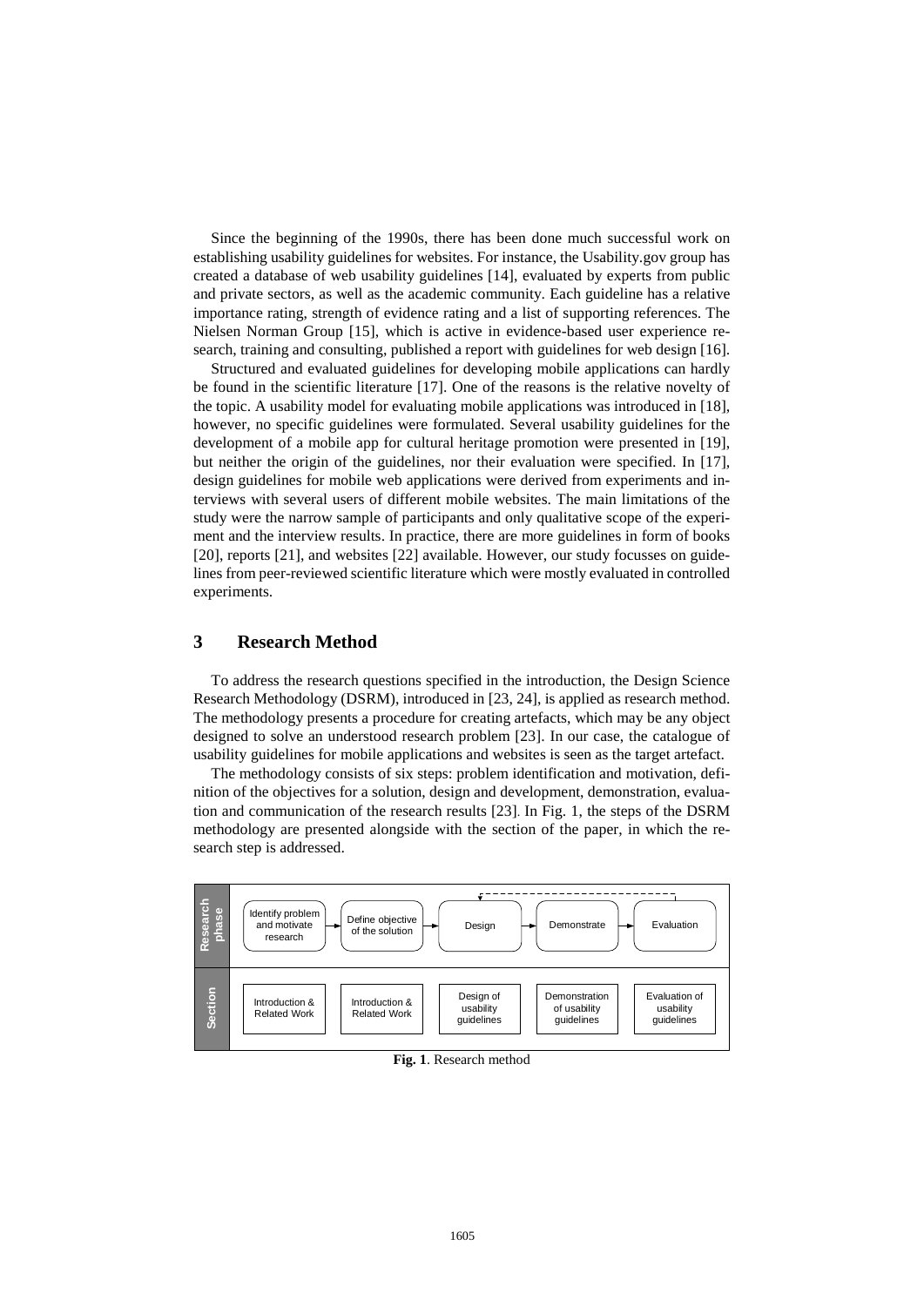Since the beginning of the 1990s, there has been done much successful work on establishing usability guidelines for websites. For instance, the Usability.gov group has created a database of web usability guidelines [14], evaluated by experts from public and private sectors, as well as the academic community. Each guideline has a relative importance rating, strength of evidence rating and a list of supporting references. The Nielsen Norman Group [15], which is active in evidence-based user experience research, training and consulting, published a report with guidelines for web design [16].

Structured and evaluated guidelines for developing mobile applications can hardly be found in the scientific literature [17]. One of the reasons is the relative novelty of the topic. A usability model for evaluating mobile applications was introduced in [18], however, no specific guidelines were formulated. Several usability guidelines for the development of a mobile app for cultural heritage promotion were presented in [19], but neither the origin of the guidelines, nor their evaluation were specified. In [17], design guidelines for mobile web applications were derived from experiments and interviews with several users of different mobile websites. The main limitations of the study were the narrow sample of participants and only qualitative scope of the experiment and the interview results. In practice, there are more guidelines in form of books [20], reports [21], and websites [22] available. However, our study focusses on guidelines from peer-reviewed scientific literature which were mostly evaluated in controlled experiments.

## 3 Research Method

To address the research questions specified in the introduction, the Design Science Research Methodology (DSRM), introduced in [23, 24], is applied as research method. The methodology presents a procedure for creating artefacts, which may be any object designed to solve an understood research problem [23]. In our case, the catalogue of usability guidelines for mobile applications and websites is seen as the target artefact.

The methodology consists of six steps: problem identification and motivation, definition of the objectives for a solution, design and development, demonstration, evaluation and communication of the research results [23]. In Fig. 1, the steps of the DSRM methodology are presented alongside with the section of the paper, in which the research step is addressed.

| | | | | | |
|---|---|---|---|---|---|
| **Research phase** | Identify problem and motivate research | Define objective of the solution | Design | Demonstrate | Evaluation |
| **Section** | Introduction & Related Work | Introduction & Related Work | Design of usability guidelines | Demonstration of usability guidelines | Evaluation of usability guidelines |

**Fig. 1**. Research method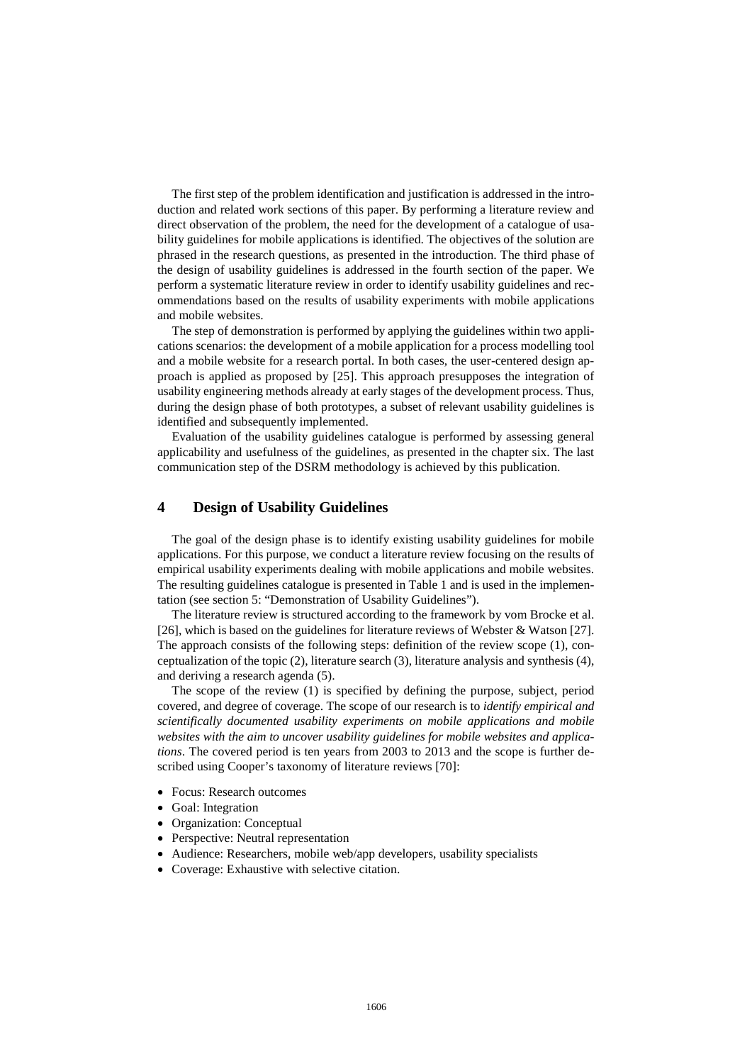The first step of the problem identification and justification is addressed in the introduction and related work sections of this paper. By performing a literature review and direct observation of the problem, the need for the development of a catalogue of usability guidelines for mobile applications is identified. The objectives of the solution are phrased in the research questions, as presented in the introduction. The third phase of the design of usability guidelines is addressed in the fourth section of the paper. We perform a systematic literature review in order to identify usability guidelines and recommendations based on the results of usability experiments with mobile applications and mobile websites.

The step of demonstration is performed by applying the guidelines within two applications scenarios: the development of a mobile application for a process modelling tool and a mobile website for a research portal. In both cases, the user-centered design approach is applied as proposed by [25]. This approach presupposes the integration of usability engineering methods already at early stages of the development process. Thus, during the design phase of both prototypes, a subset of relevant usability guidelines is identified and subsequently implemented.

Evaluation of the usability guidelines catalogue is performed by assessing general applicability and usefulness of the guidelines, as presented in the chapter six. The last communication step of the DSRM methodology is achieved by this publication.

## 4 Design of Usability Guidelines

The goal of the design phase is to identify existing usability guidelines for mobile applications. For this purpose, we conduct a literature review focusing on the results of empirical usability experiments dealing with mobile applications and mobile websites. The resulting guidelines catalogue is presented in Table 1 and is used in the implementation (see section 5: "Demonstration of Usability Guidelines").

The literature review is structured according to the framework by vom Brocke et al. [26], which is based on the guidelines for literature reviews of Webster & Watson [27]. The approach consists of the following steps: definition of the review scope (1), conceptualization of the topic (2), literature search (3), literature analysis and synthesis (4), and deriving a research agenda (5).

The scope of the review (1) is specified by defining the purpose, subject, period covered, and degree of coverage. The scope of our research is to *identify empirical and scientifically documented usability experiments on mobile applications and mobile websites with the aim to uncover usability guidelines for mobile websites and applications*. The covered period is ten years from 2003 to 2013 and the scope is further described using Cooper's taxonomy of literature reviews [70]:

- Focus: Research outcomes
- Goal: Integration
- Organization: Conceptual
- Perspective: Neutral representation
- Audience: Researchers, mobile web/app developers, usability specialists
- Coverage: Exhaustive with selective citation.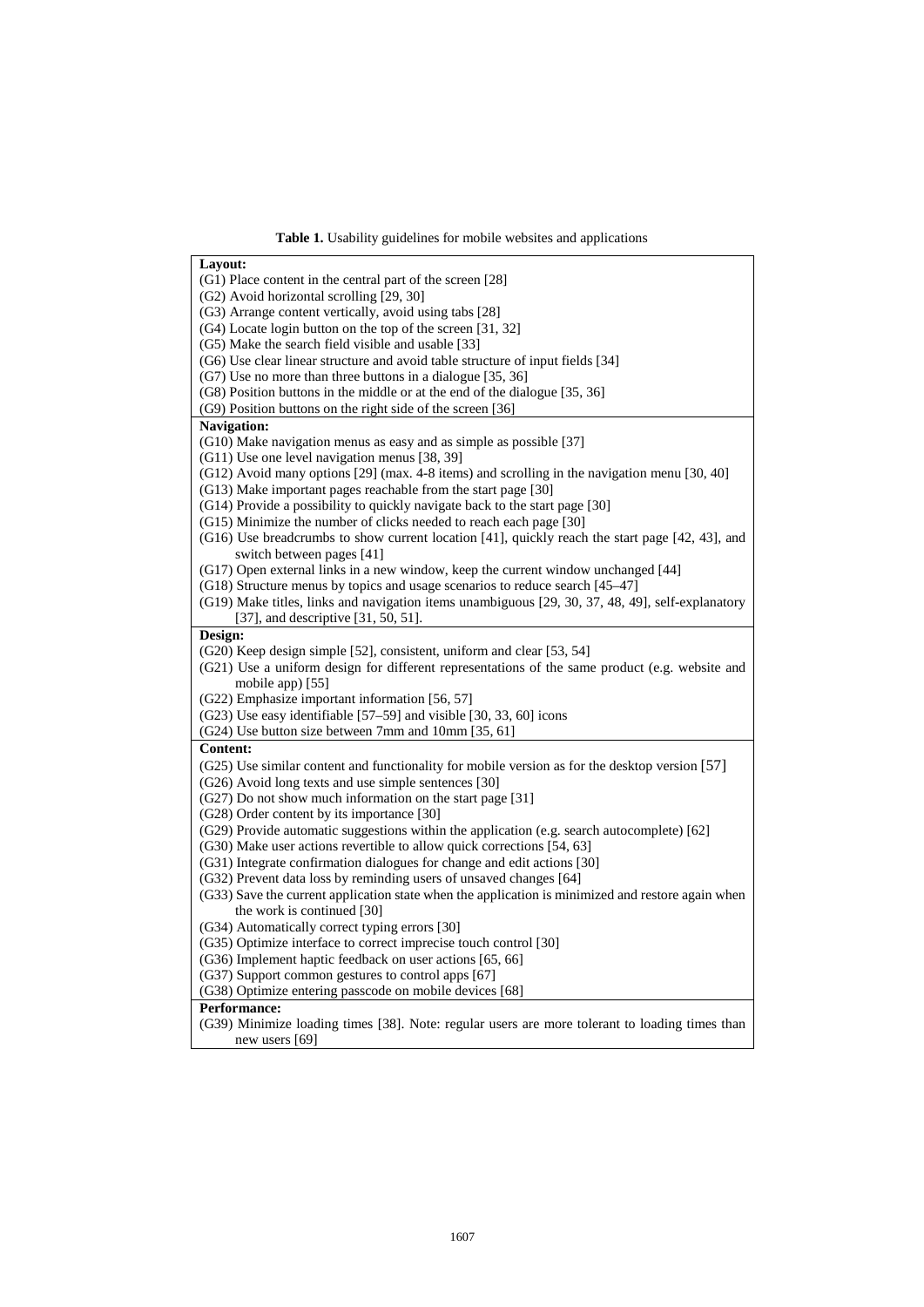**Table 1.** Usability guidelines for mobile websites and applications

| |
|---|
| **Layout:** |
| (G1) Place content in the central part of the screen [28] |
| (G2) Avoid horizontal scrolling [29, 30] |
| (G3) Arrange content vertically, avoid using tabs [28] |
| (G4) Locate login button on the top of the screen [31, 32] |
| (G5) Make the search field visible and usable [33] |
| (G6) Use clear linear structure and avoid table structure of input fields [34] |
| (G7) Use no more than three buttons in a dialogue [35, 36] |
| (G8) Position buttons in the middle or at the end of the dialogue [35, 36] |
| (G9) Position buttons on the right side of the screen [36] |
| **Navigation:** |
| (G10) Make navigation menus as easy and as simple as possible [37] |
| (G11) Use one level navigation menus [38, 39] |
| (G12) Avoid many options [29] (max. 4-8 items) and scrolling in the navigation menu [30, 40] |
| (G13) Make important pages reachable from the start page [30] |
| (G14) Provide a possibility to quickly navigate back to the start page [30] |
| (G15) Minimize the number of clicks needed to reach each page [30] |
| (G16) Use breadcrumbs to show current location [41], quickly reach the start page [42, 43], and switch between pages [41] |
| (G17) Open external links in a new window, keep the current window unchanged [44] |
| (G18) Structure menus by topics and usage scenarios to reduce search [45–47] |
| (G19) Make titles, links and navigation items unambiguous [29, 30, 37, 48, 49], self-explanatory [37], and descriptive [31, 50, 51]. |
| **Design:** |
| (G20) Keep design simple [52], consistent, uniform and clear [53, 54] |
| (G21) Use a uniform design for different representations of the same product (e.g. website and mobile app) [55] |
| (G22) Emphasize important information [56, 57] |
| (G23) Use easy identifiable [57–59] and visible [30, 33, 60] icons |
| (G24) Use button size between 7mm and 10mm [35, 61] |
| **Content:** |
| (G25) Use similar content and functionality for mobile version as for the desktop version [57] |
| (G26) Avoid long texts and use simple sentences [30] |
| (G27) Do not show much information on the start page [31] |
| (G28) Order content by its importance [30] |
| (G29) Provide automatic suggestions within the application (e.g. search autocomplete) [62] |
| (G30) Make user actions revertible to allow quick corrections [54, 63] |
| (G31) Integrate confirmation dialogues for change and edit actions [30] |
| (G32) Prevent data loss by reminding users of unsaved changes [64] |
| (G33) Save the current application state when the application is minimized and restore again when the work is continued [30] |
| (G34) Automatically correct typing errors [30] |
| (G35) Optimize interface to correct imprecise touch control [30] |
| (G36) Implement haptic feedback on user actions [65, 66] |
| (G37) Support common gestures to control apps [67] |
| (G38) Optimize entering passcode on mobile devices [68] |
| **Performance:** |
| (G39) Minimize loading times [38]. Note: regular users are more tolerant to loading times than new users [69] |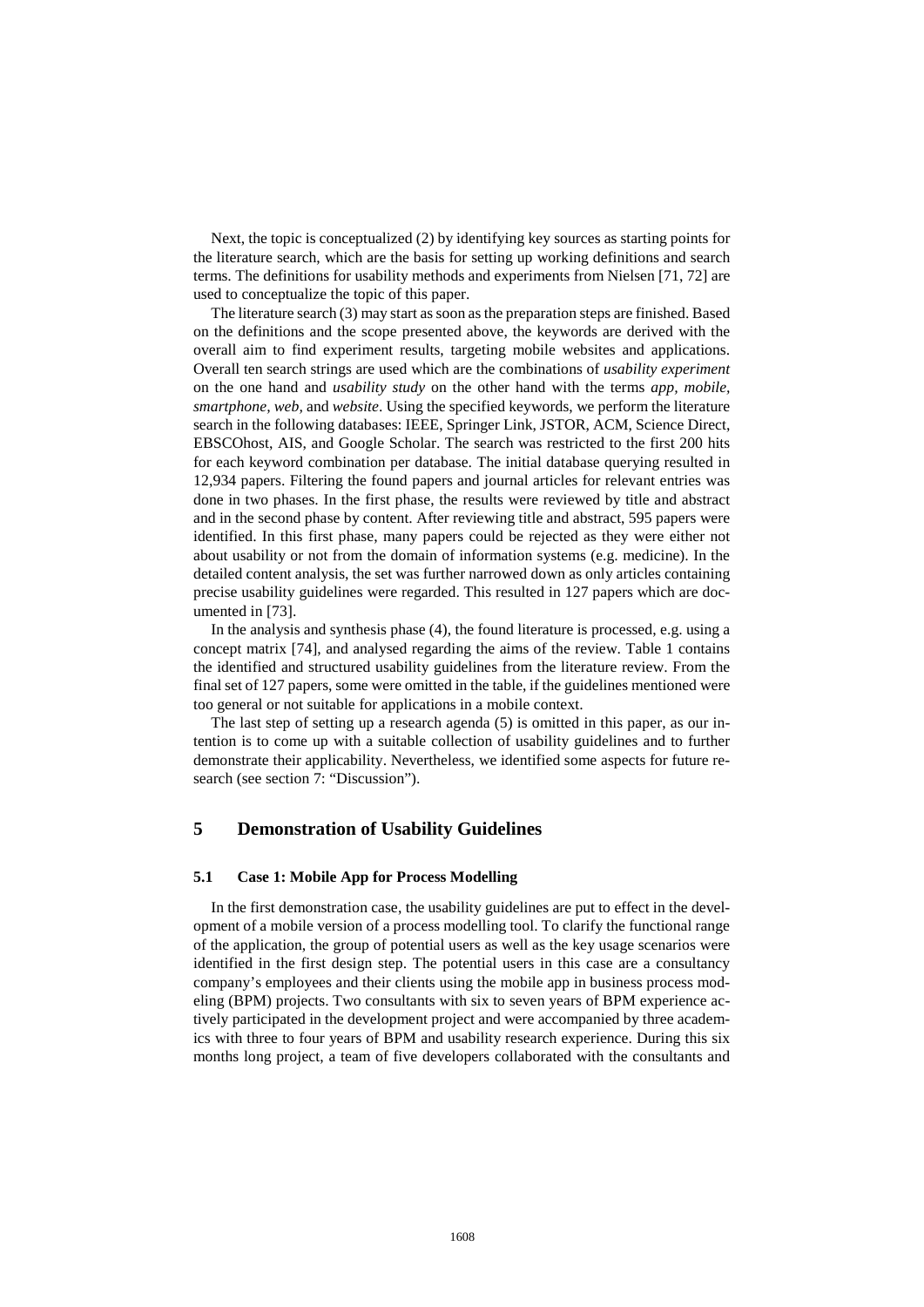Next, the topic is conceptualized (2) by identifying key sources as starting points for the literature search, which are the basis for setting up working definitions and search terms. The definitions for usability methods and experiments from Nielsen [71, 72] are used to conceptualize the topic of this paper.

The literature search (3) may start as soon as the preparation steps are finished. Based on the definitions and the scope presented above, the keywords are derived with the overall aim to find experiment results, targeting mobile websites and applications. Overall ten search strings are used which are the combinations of *usability experiment* on the one hand and *usability study* on the other hand with the terms *app, mobile, smartphone, web,* and *website*. Using the specified keywords, we perform the literature search in the following databases: IEEE, Springer Link, JSTOR, ACM, Science Direct, EBSCOhost, AIS, and Google Scholar. The search was restricted to the first 200 hits for each keyword combination per database. The initial database querying resulted in 12,934 papers. Filtering the found papers and journal articles for relevant entries was done in two phases. In the first phase, the results were reviewed by title and abstract and in the second phase by content. After reviewing title and abstract, 595 papers were identified. In this first phase, many papers could be rejected as they were either not about usability or not from the domain of information systems (e.g. medicine). In the detailed content analysis, the set was further narrowed down as only articles containing precise usability guidelines were regarded. This resulted in 127 papers which are documented in [73].

In the analysis and synthesis phase (4), the found literature is processed, e.g. using a concept matrix [74], and analysed regarding the aims of the review. Table 1 contains the identified and structured usability guidelines from the literature review. From the final set of 127 papers, some were omitted in the table, if the guidelines mentioned were too general or not suitable for applications in a mobile context.

The last step of setting up a research agenda (5) is omitted in this paper, as our intention is to come up with a suitable collection of usability guidelines and to further demonstrate their applicability. Nevertheless, we identified some aspects for future research (see section 7: "Discussion").

# 5 Demonstration of Usability Guidelines

## 5.1 Case 1: Mobile App for Process Modelling

In the first demonstration case, the usability guidelines are put to effect in the development of a mobile version of a process modelling tool. To clarify the functional range of the application, the group of potential users as well as the key usage scenarios were identified in the first design step. The potential users in this case are a consultancy company's employees and their clients using the mobile app in business process modeling (BPM) projects. Two consultants with six to seven years of BPM experience actively participated in the development project and were accompanied by three academics with three to four years of BPM and usability research experience. During this six months long project, a team of five developers collaborated with the consultants and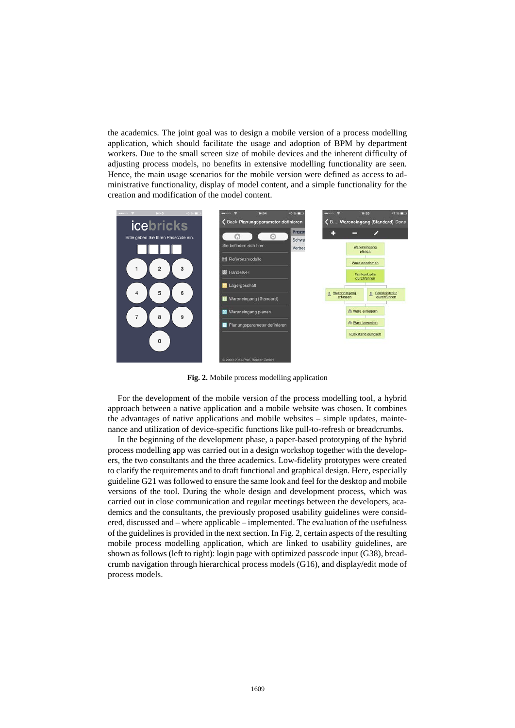the academics. The joint goal was to design a mobile version of a process modelling application, which should facilitate the usage and adoption of BPM by department workers. Due to the small screen size of mobile devices and the inherent difficulty of adjusting process models, no benefits in extensive modelling functionality are seen. Hence, the main usage scenarios for the mobile version were defined as access to administrative functionality, display of model content, and a simple functionality for the creation and modification of the model content.

**Fig. 2.** Mobile process modelling application

For the development of the mobile version of the process modelling tool, a hybrid approach between a native application and a mobile website was chosen. It combines the advantages of native applications and mobile websites – simple updates, maintenance and utilization of device-specific functions like pull-to-refresh or breadcrumbs.

In the beginning of the development phase, a paper-based prototyping of the hybrid process modelling app was carried out in a design workshop together with the developers, the two consultants and the three academics. Low-fidelity prototypes were created to clarify the requirements and to draft functional and graphical design. Here, especially guideline G21 was followed to ensure the same look and feel for the desktop and mobile versions of the tool. During the whole design and development process, which was carried out in close communication and regular meetings between the developers, academics and the consultants, the previously proposed usability guidelines were considered, discussed and – where applicable – implemented. The evaluation of the usefulness of the guidelines is provided in the next section. In Fig. 2, certain aspects of the resulting mobile process modelling application, which are linked to usability guidelines, are shown as follows (left to right): login page with optimized passcode input (G38), breadcrumb navigation through hierarchical process models (G16), and display/edit mode of process models.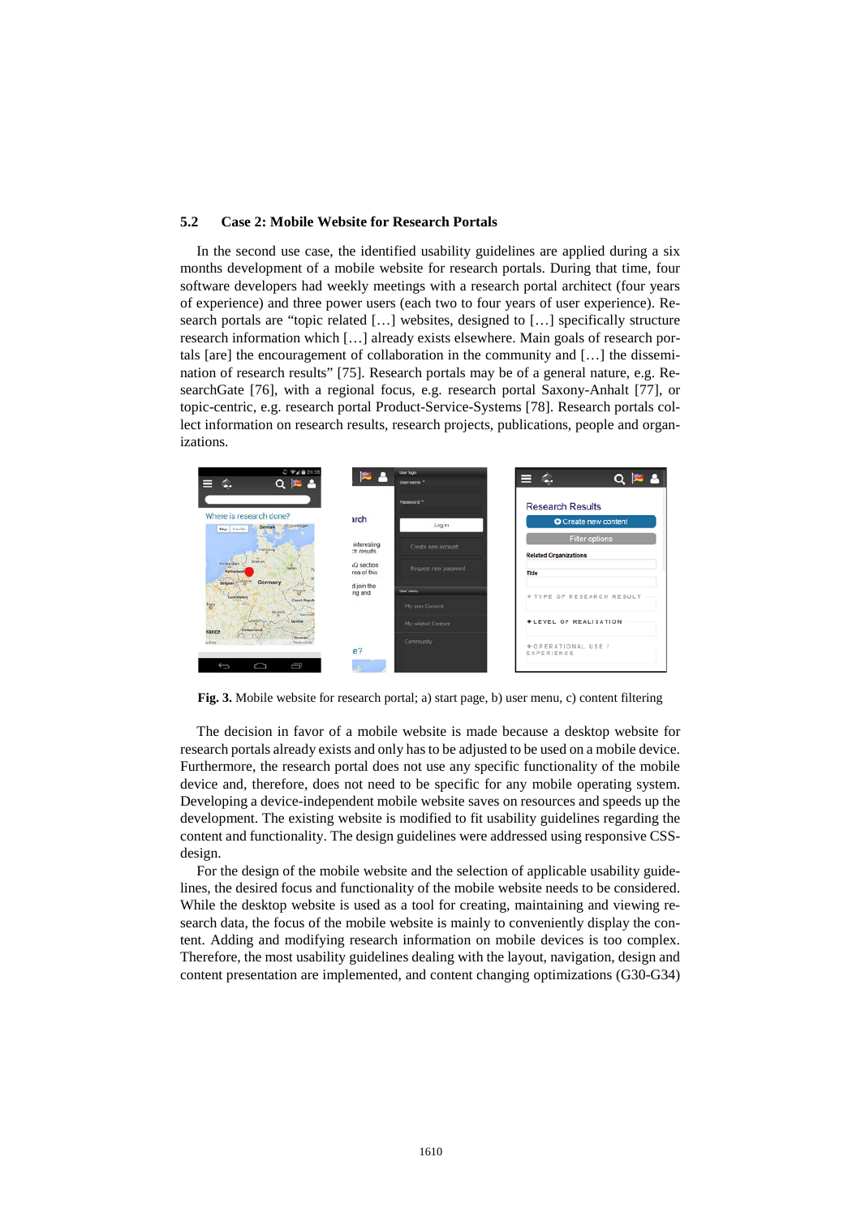### 5.2 Case 2: Mobile Website for Research Portals

In the second use case, the identified usability guidelines are applied during a six months development of a mobile website for research portals. During that time, four software developers had weekly meetings with a research portal architect (four years of experience) and three power users (each two to four years of user experience). Research portals are "topic related […] websites, designed to […] specifically structure research information which […] already exists elsewhere. Main goals of research portals [are] the encouragement of collaboration in the community and […] the dissemination of research results" [75]. Research portals may be of a general nature, e.g. ResearchGate [76], with a regional focus, e.g. research portal Saxony-Anhalt [77], or topic-centric, e.g. research portal Product-Service-Systems [78]. Research portals collect information on research results, research projects, publications, people and organizations.

**Fig. 3.** Mobile website for research portal; a) start page, b) user menu, c) content filtering

The decision in favor of a mobile website is made because a desktop website for research portals already exists and only has to be adjusted to be used on a mobile device. Furthermore, the research portal does not use any specific functionality of the mobile device and, therefore, does not need to be specific for any mobile operating system. Developing a device-independent mobile website saves on resources and speeds up the development. The existing website is modified to fit usability guidelines regarding the content and functionality. The design guidelines were addressed using responsive CSS-design.

For the design of the mobile website and the selection of applicable usability guidelines, the desired focus and functionality of the mobile website needs to be considered. While the desktop website is used as a tool for creating, maintaining and viewing research data, the focus of the mobile website is mainly to conveniently display the content. Adding and modifying research information on mobile devices is too complex. Therefore, the most usability guidelines dealing with the layout, navigation, design and content presentation are implemented, and content changing optimizations (G30-G34)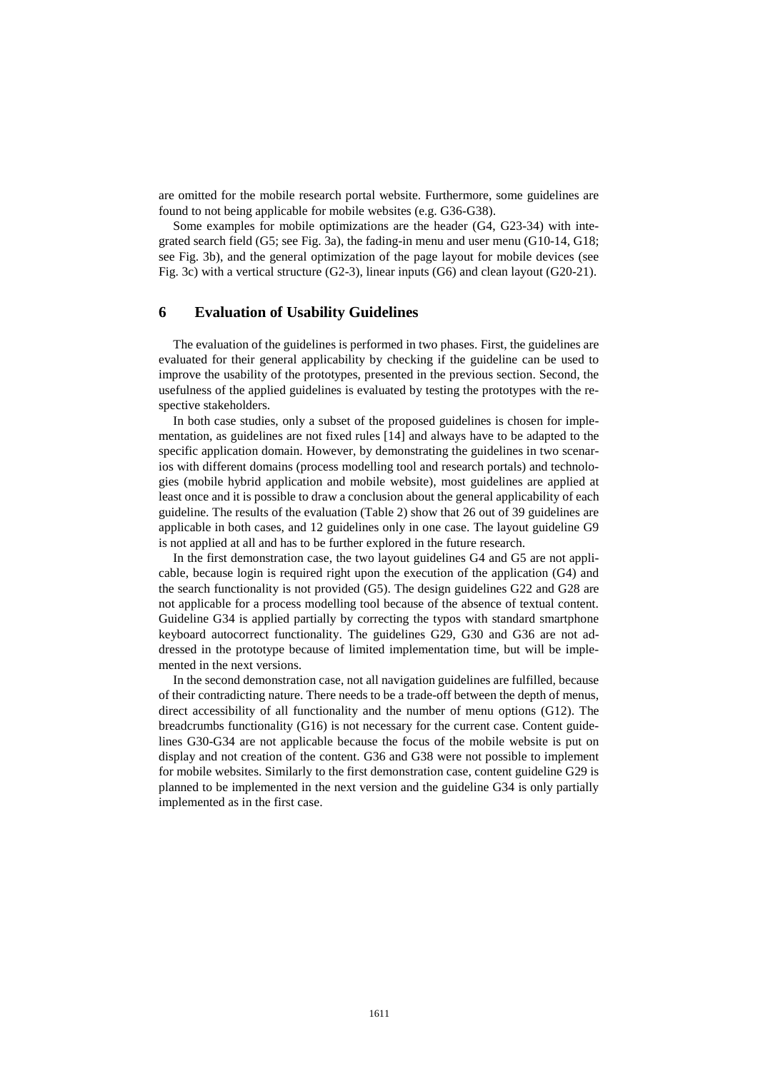are omitted for the mobile research portal website. Furthermore, some guidelines are found to not being applicable for mobile websites (e.g. G36-G38).

Some examples for mobile optimizations are the header (G4, G23-34) with integrated search field (G5; see Fig. 3a), the fading-in menu and user menu (G10-14, G18; see Fig. 3b), and the general optimization of the page layout for mobile devices (see Fig. 3c) with a vertical structure (G2-3), linear inputs (G6) and clean layout (G20-21).

## 6 Evaluation of Usability Guidelines

The evaluation of the guidelines is performed in two phases. First, the guidelines are evaluated for their general applicability by checking if the guideline can be used to improve the usability of the prototypes, presented in the previous section. Second, the usefulness of the applied guidelines is evaluated by testing the prototypes with the respective stakeholders.

In both case studies, only a subset of the proposed guidelines is chosen for implementation, as guidelines are not fixed rules [14] and always have to be adapted to the specific application domain. However, by demonstrating the guidelines in two scenarios with different domains (process modelling tool and research portals) and technologies (mobile hybrid application and mobile website), most guidelines are applied at least once and it is possible to draw a conclusion about the general applicability of each guideline. The results of the evaluation (Table 2) show that 26 out of 39 guidelines are applicable in both cases, and 12 guidelines only in one case. The layout guideline G9 is not applied at all and has to be further explored in the future research.

In the first demonstration case, the two layout guidelines G4 and G5 are not applicable, because login is required right upon the execution of the application (G4) and the search functionality is not provided (G5). The design guidelines G22 and G28 are not applicable for a process modelling tool because of the absence of textual content. Guideline G34 is applied partially by correcting the typos with standard smartphone keyboard autocorrect functionality. The guidelines G29, G30 and G36 are not addressed in the prototype because of limited implementation time, but will be implemented in the next versions.

In the second demonstration case, not all navigation guidelines are fulfilled, because of their contradicting nature. There needs to be a trade-off between the depth of menus, direct accessibility of all functionality and the number of menu options (G12). The breadcrumbs functionality (G16) is not necessary for the current case. Content guidelines G30-G34 are not applicable because the focus of the mobile website is put on display and not creation of the content. G36 and G38 were not possible to implement for mobile websites. Similarly to the first demonstration case, content guideline G29 is planned to be implemented in the next version and the guideline G34 is only partially implemented as in the first case.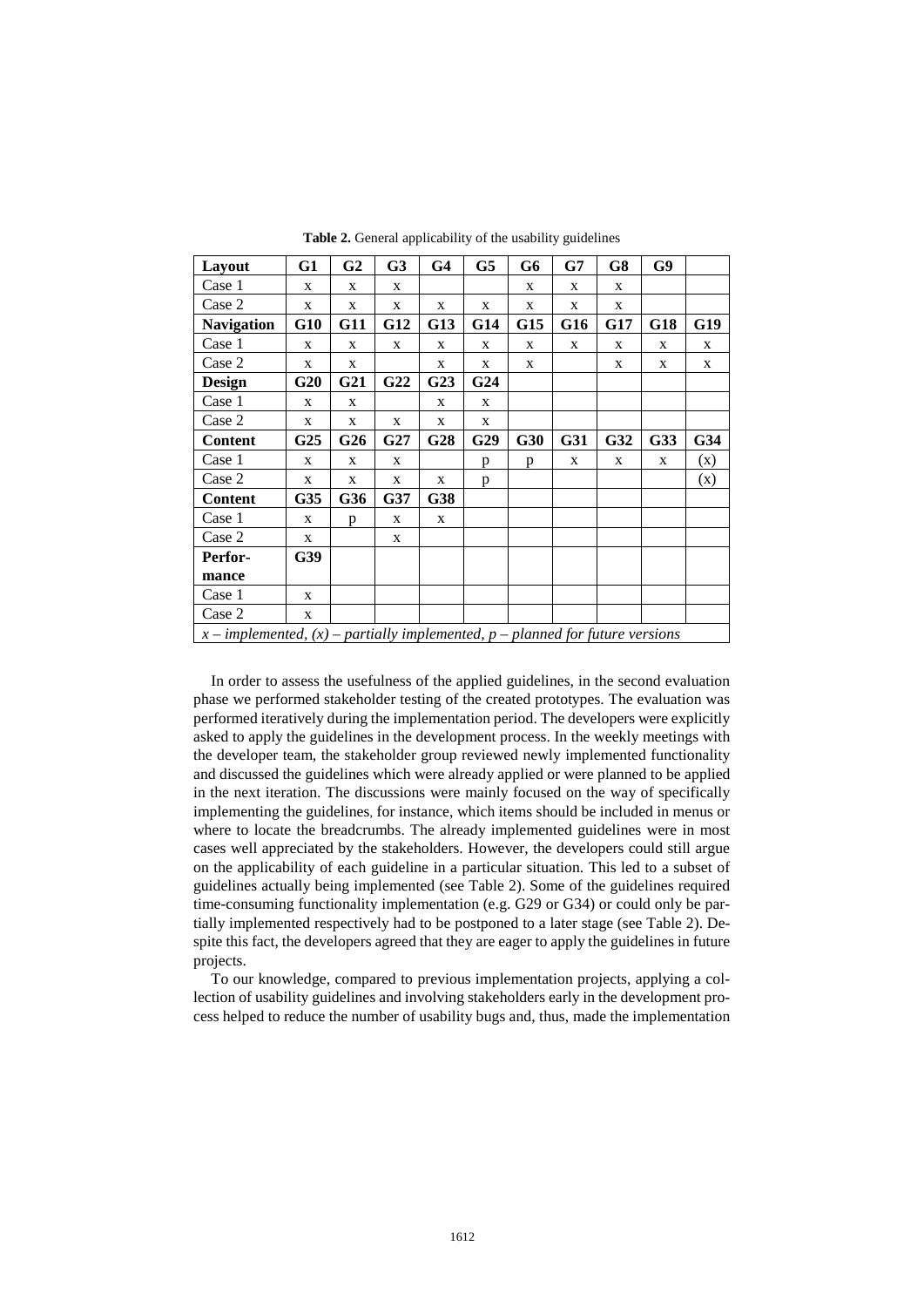**Table 2.** General applicability of the usability guidelines

| **Layout** | **G1** | **G2** | **G3** | **G4** | **G5** | **G6** | **G7** | **G8** | **G9** | |
|---|---|---|---|---|---|---|---|---|---|---|
| Case 1 | x | x | x | | | x | x | x | | |
| Case 2 | x | x | x | x | x | x | x | x | | |
| **Navigation** | **G10** | **G11** | **G12** | **G13** | **G14** | **G15** | **G16** | **G17** | **G18** | **G19** |
| Case 1 | x | x | x | x | x | x | x | x | x | x |
| Case 2 | x | x | | x | x | x | | x | x | x |
| **Design** | **G20** | **G21** | **G22** | **G23** | **G24** | | | | | |
| Case 1 | x | x | | x | x | | | | | |
| Case 2 | x | x | x | x | x | | | | | |
| **Content** | **G25** | **G26** | **G27** | **G28** | **G29** | **G30** | **G31** | **G32** | **G33** | **G34** |
| Case 1 | x | x | x | | p | p | x | x | x | (x) |
| Case 2 | x | x | x | x | p | | | | | (x) |
| **Content** | **G35** | **G36** | **G37** | **G38** | | | | | | |
| Case 1 | x | p | x | x | | | | | | |
| Case 2 | x | | x | | | | | | | |
| **Performance** | **G39** | | | | | | | | | |
| Case 1 | x | | | | | | | | | |
| Case 2 | x | | | | | | | | | |
| *x – implemented, (x) – partially implemented, p – planned for future versions* | | | | | | | | | | |

In order to assess the usefulness of the applied guidelines, in the second evaluation phase we performed stakeholder testing of the created prototypes. The evaluation was performed iteratively during the implementation period. The developers were explicitly asked to apply the guidelines in the development process. In the weekly meetings with the developer team, the stakeholder group reviewed newly implemented functionality and discussed the guidelines which were already applied or were planned to be applied in the next iteration. The discussions were mainly focused on the way of specifically implementing the guidelines, for instance, which items should be included in menus or where to locate the breadcrumbs. The already implemented guidelines were in most cases well appreciated by the stakeholders. However, the developers could still argue on the applicability of each guideline in a particular situation. This led to a subset of guidelines actually being implemented (see Table 2). Some of the guidelines required time-consuming functionality implementation (e.g. G29 or G34) or could only be partially implemented respectively had to be postponed to a later stage (see Table 2). Despite this fact, the developers agreed that they are eager to apply the guidelines in future projects.

To our knowledge, compared to previous implementation projects, applying a collection of usability guidelines and involving stakeholders early in the development process helped to reduce the number of usability bugs and, thus, made the implementation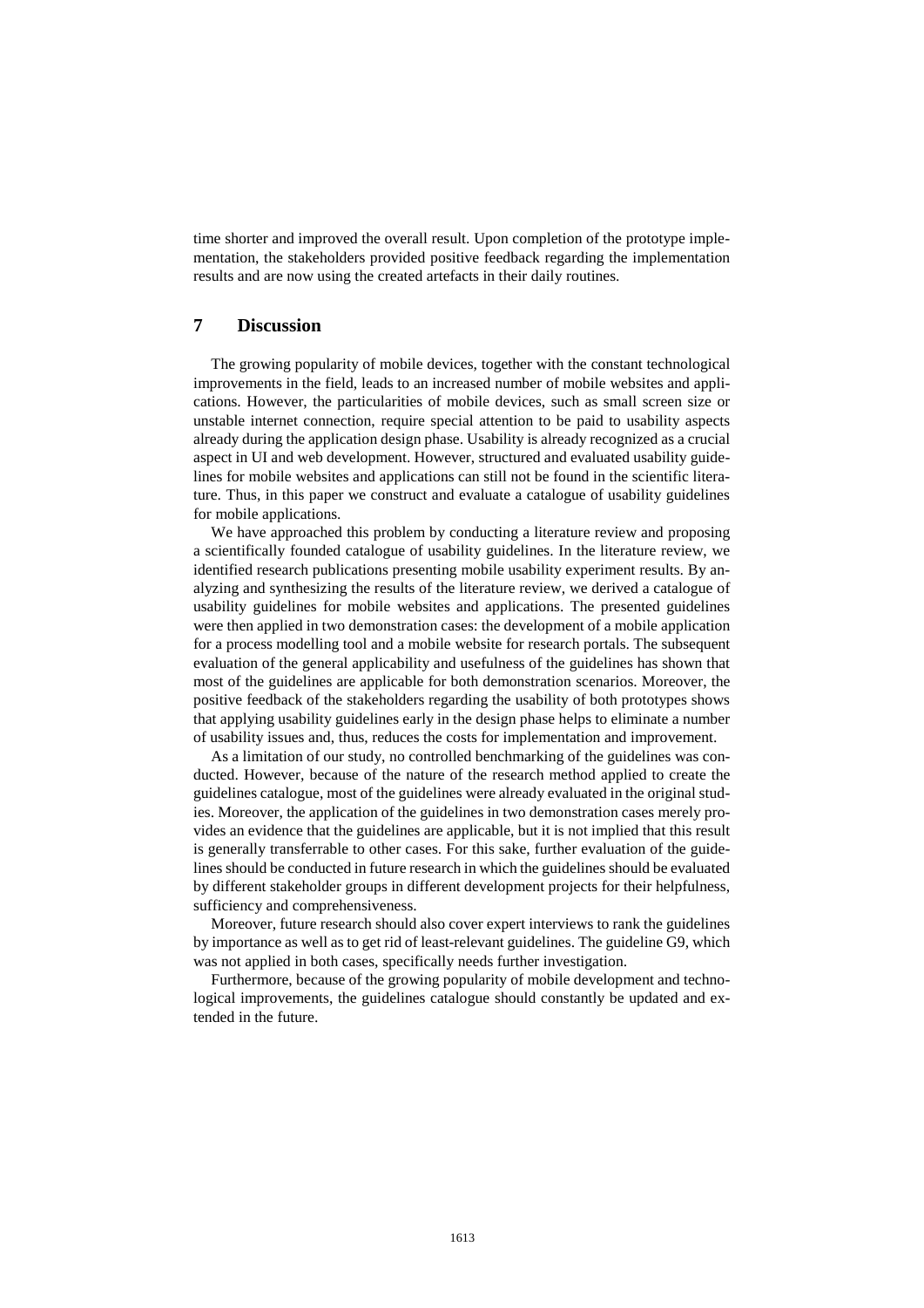time shorter and improved the overall result. Upon completion of the prototype implementation, the stakeholders provided positive feedback regarding the implementation results and are now using the created artefacts in their daily routines.

## 7 Discussion

The growing popularity of mobile devices, together with the constant technological improvements in the field, leads to an increased number of mobile websites and applications. However, the particularities of mobile devices, such as small screen size or unstable internet connection, require special attention to be paid to usability aspects already during the application design phase. Usability is already recognized as a crucial aspect in UI and web development. However, structured and evaluated usability guidelines for mobile websites and applications can still not be found in the scientific literature. Thus, in this paper we construct and evaluate a catalogue of usability guidelines for mobile applications.

We have approached this problem by conducting a literature review and proposing a scientifically founded catalogue of usability guidelines. In the literature review, we identified research publications presenting mobile usability experiment results. By analyzing and synthesizing the results of the literature review, we derived a catalogue of usability guidelines for mobile websites and applications. The presented guidelines were then applied in two demonstration cases: the development of a mobile application for a process modelling tool and a mobile website for research portals. The subsequent evaluation of the general applicability and usefulness of the guidelines has shown that most of the guidelines are applicable for both demonstration scenarios. Moreover, the positive feedback of the stakeholders regarding the usability of both prototypes shows that applying usability guidelines early in the design phase helps to eliminate a number of usability issues and, thus, reduces the costs for implementation and improvement.

As a limitation of our study, no controlled benchmarking of the guidelines was conducted. However, because of the nature of the research method applied to create the guidelines catalogue, most of the guidelines were already evaluated in the original studies. Moreover, the application of the guidelines in two demonstration cases merely provides an evidence that the guidelines are applicable, but it is not implied that this result is generally transferrable to other cases. For this sake, further evaluation of the guidelines should be conducted in future research in which the guidelines should be evaluated by different stakeholder groups in different development projects for their helpfulness, sufficiency and comprehensiveness.

Moreover, future research should also cover expert interviews to rank the guidelines by importance as well as to get rid of least-relevant guidelines. The guideline G9, which was not applied in both cases, specifically needs further investigation.

Furthermore, because of the growing popularity of mobile development and technological improvements, the guidelines catalogue should constantly be updated and extended in the future.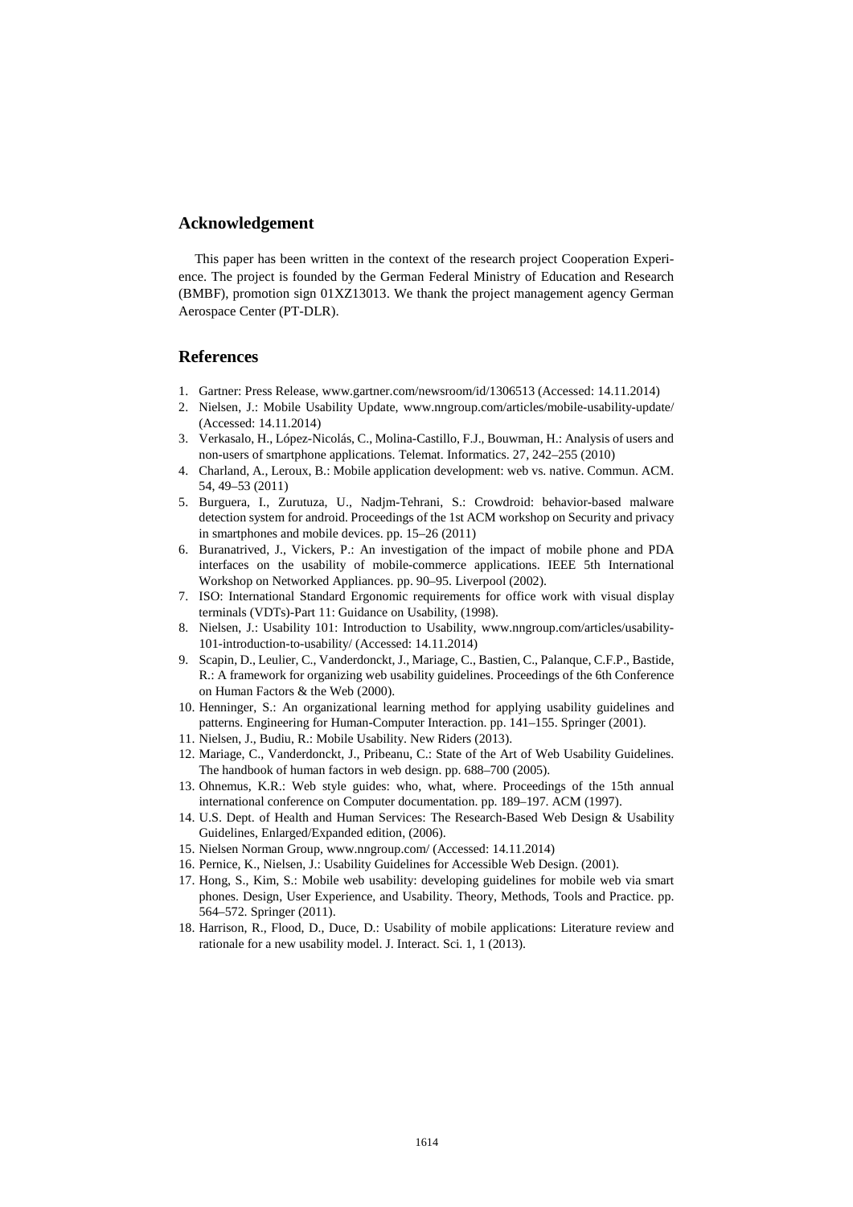## Acknowledgement

This paper has been written in the context of the research project Cooperation Experience. The project is founded by the German Federal Ministry of Education and Research (BMBF), promotion sign 01XZ13013. We thank the project management agency German Aerospace Center (PT-DLR).

## References

1. Gartner: Press Release, www.gartner.com/newsroom/id/1306513 (Accessed: 14.11.2014)
2. Nielsen, J.: Mobile Usability Update, www.nngroup.com/articles/mobile-usability-update/ (Accessed: 14.11.2014)
3. Verkasalo, H., López-Nicolás, C., Molina-Castillo, F.J., Bouwman, H.: Analysis of users and non-users of smartphone applications. Telemat. Informatics. 27, 242–255 (2010)
4. Charland, A., Leroux, B.: Mobile application development: web vs. native. Commun. ACM. 54, 49–53 (2011)
5. Burguera, I., Zurutuza, U., Nadjm-Tehrani, S.: Crowdroid: behavior-based malware detection system for android. Proceedings of the 1st ACM workshop on Security and privacy in smartphones and mobile devices. pp. 15–26 (2011)
6. Buranatrived, J., Vickers, P.: An investigation of the impact of mobile phone and PDA interfaces on the usability of mobile-commerce applications. IEEE 5th International Workshop on Networked Appliances. pp. 90–95. Liverpool (2002).
7. ISO: International Standard Ergonomic requirements for office work with visual display terminals (VDTs)-Part 11: Guidance on Usability, (1998).
8. Nielsen, J.: Usability 101: Introduction to Usability, www.nngroup.com/articles/usability-101-introduction-to-usability/ (Accessed: 14.11.2014)
9. Scapin, D., Leulier, C., Vanderdonckt, J., Mariage, C., Bastien, C., Palanque, C.F.P., Bastide, R.: A framework for organizing web usability guidelines. Proceedings of the 6th Conference on Human Factors & the Web (2000).
10. Henninger, S.: An organizational learning method for applying usability guidelines and patterns. Engineering for Human-Computer Interaction. pp. 141–155. Springer (2001).
11. Nielsen, J., Budiu, R.: Mobile Usability. New Riders (2013).
12. Mariage, C., Vanderdonckt, J., Pribeanu, C.: State of the Art of Web Usability Guidelines. The handbook of human factors in web design. pp. 688–700 (2005).
13. Ohnemus, K.R.: Web style guides: who, what, where. Proceedings of the 15th annual international conference on Computer documentation. pp. 189–197. ACM (1997).
14. U.S. Dept. of Health and Human Services: The Research-Based Web Design & Usability Guidelines, Enlarged/Expanded edition, (2006).
15. Nielsen Norman Group, www.nngroup.com/ (Accessed: 14.11.2014)
16. Pernice, K., Nielsen, J.: Usability Guidelines for Accessible Web Design. (2001).
17. Hong, S., Kim, S.: Mobile web usability: developing guidelines for mobile web via smart phones. Design, User Experience, and Usability. Theory, Methods, Tools and Practice. pp. 564–572. Springer (2011).
18. Harrison, R., Flood, D., Duce, D.: Usability of mobile applications: Literature review and rationale for a new usability model. J. Interact. Sci. 1, 1 (2013).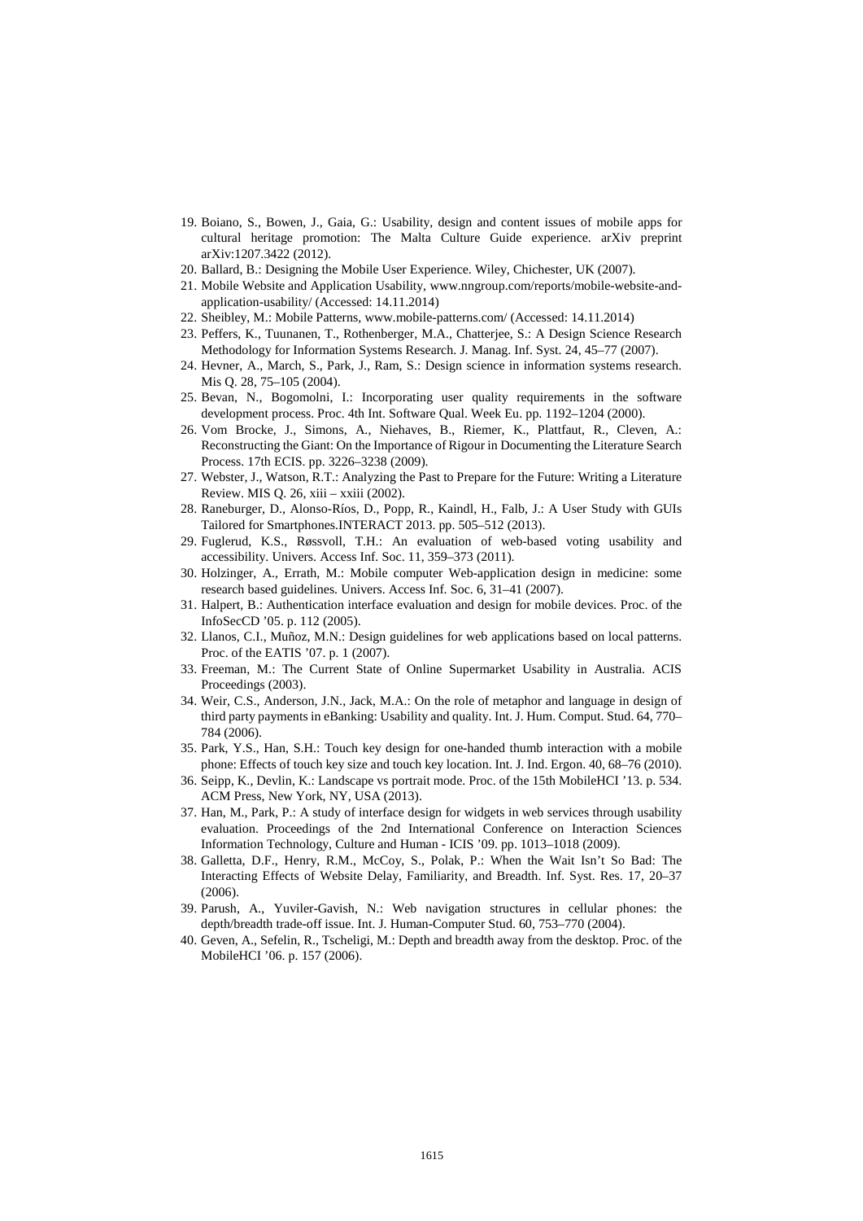19. Boiano, S., Bowen, J., Gaia, G.: Usability, design and content issues of mobile apps for cultural heritage promotion: The Malta Culture Guide experience. arXiv preprint arXiv:1207.3422 (2012).
20. Ballard, B.: Designing the Mobile User Experience. Wiley, Chichester, UK (2007).
21. Mobile Website and Application Usability, www.nngroup.com/reports/mobile-website-and-application-usability/ (Accessed: 14.11.2014)
22. Sheibley, M.: Mobile Patterns, www.mobile-patterns.com/ (Accessed: 14.11.2014)
23. Peffers, K., Tuunanen, T., Rothenberger, M.A., Chatterjee, S.: A Design Science Research Methodology for Information Systems Research. J. Manag. Inf. Syst. 24, 45–77 (2007).
24. Hevner, A., March, S., Park, J., Ram, S.: Design science in information systems research. Mis Q. 28, 75–105 (2004).
25. Bevan, N., Bogomolni, I.: Incorporating user quality requirements in the software development process. Proc. 4th Int. Software Qual. Week Eu. pp. 1192–1204 (2000).
26. Vom Brocke, J., Simons, A., Niehaves, B., Riemer, K., Plattfaut, R., Cleven, A.: Reconstructing the Giant: On the Importance of Rigour in Documenting the Literature Search Process. 17th ECIS. pp. 3226–3238 (2009).
27. Webster, J., Watson, R.T.: Analyzing the Past to Prepare for the Future: Writing a Literature Review. MIS Q. 26, xiii – xxiii (2002).
28. Raneburger, D., Alonso-Ríos, D., Popp, R., Kaindl, H., Falb, J.: A User Study with GUIs Tailored for Smartphones.INTERACT 2013. pp. 505–512 (2013).
29. Fuglerud, K.S., Røssvoll, T.H.: An evaluation of web-based voting usability and accessibility. Univers. Access Inf. Soc. 11, 359–373 (2011).
30. Holzinger, A., Errath, M.: Mobile computer Web-application design in medicine: some research based guidelines. Univers. Access Inf. Soc. 6, 31–41 (2007).
31. Halpert, B.: Authentication interface evaluation and design for mobile devices. Proc. of the InfoSecCD '05. p. 112 (2005).
32. Llanos, C.I., Muñoz, M.N.: Design guidelines for web applications based on local patterns. Proc. of the EATIS '07. p. 1 (2007).
33. Freeman, M.: The Current State of Online Supermarket Usability in Australia. ACIS Proceedings (2003).
34. Weir, C.S., Anderson, J.N., Jack, M.A.: On the role of metaphor and language in design of third party payments in eBanking: Usability and quality. Int. J. Hum. Comput. Stud. 64, 770–784 (2006).
35. Park, Y.S., Han, S.H.: Touch key design for one-handed thumb interaction with a mobile phone: Effects of touch key size and touch key location. Int. J. Ind. Ergon. 40, 68–76 (2010).
36. Seipp, K., Devlin, K.: Landscape vs portrait mode. Proc. of the 15th MobileHCI '13. p. 534. ACM Press, New York, NY, USA (2013).
37. Han, M., Park, P.: A study of interface design for widgets in web services through usability evaluation. Proceedings of the 2nd International Conference on Interaction Sciences Information Technology, Culture and Human - ICIS '09. pp. 1013–1018 (2009).
38. Galletta, D.F., Henry, R.M., McCoy, S., Polak, P.: When the Wait Isn't So Bad: The Interacting Effects of Website Delay, Familiarity, and Breadth. Inf. Syst. Res. 17, 20–37 (2006).
39. Parush, A., Yuviler-Gavish, N.: Web navigation structures in cellular phones: the depth/breadth trade-off issue. Int. J. Human-Computer Stud. 60, 753–770 (2004).
40. Geven, A., Sefelin, R., Tscheligi, M.: Depth and breadth away from the desktop. Proc. of the MobileHCI '06. p. 157 (2006).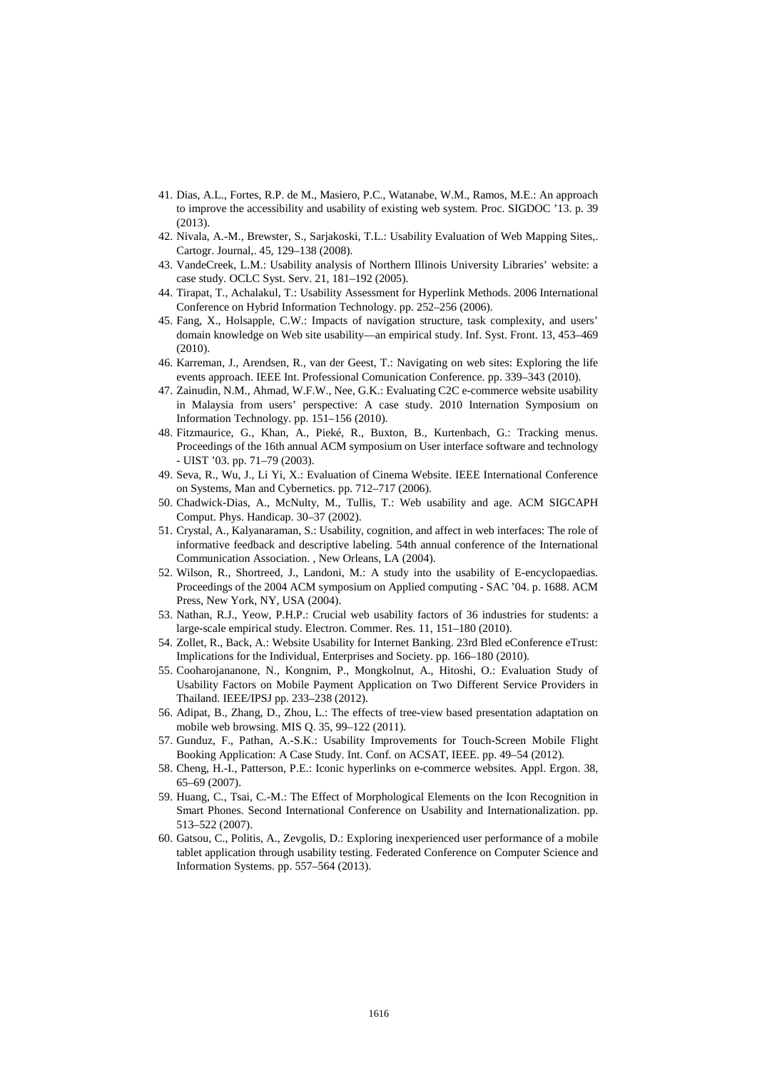41. Dias, A.L., Fortes, R.P. de M., Masiero, P.C., Watanabe, W.M., Ramos, M.E.: An approach to improve the accessibility and usability of existing web system. Proc. SIGDOC '13. p. 39 (2013).
42. Nivala, A.-M., Brewster, S., Sarjakoski, T.L.: Usability Evaluation of Web Mapping Sites,. Cartogr. Journal,. 45, 129–138 (2008).
43. VandeCreek, L.M.: Usability analysis of Northern Illinois University Libraries' website: a case study. OCLC Syst. Serv. 21, 181–192 (2005).
44. Tirapat, T., Achalakul, T.: Usability Assessment for Hyperlink Methods. 2006 International Conference on Hybrid Information Technology. pp. 252–256 (2006).
45. Fang, X., Holsapple, C.W.: Impacts of navigation structure, task complexity, and users' domain knowledge on Web site usability—an empirical study. Inf. Syst. Front. 13, 453–469 (2010).
46. Karreman, J., Arendsen, R., van der Geest, T.: Navigating on web sites: Exploring the life events approach. IEEE Int. Professional Comunication Conference. pp. 339–343 (2010).
47. Zainudin, N.M., Ahmad, W.F.W., Nee, G.K.: Evaluating C2C e-commerce website usability in Malaysia from users' perspective: A case study. 2010 Internation Symposium on Information Technology. pp. 151–156 (2010).
48. Fitzmaurice, G., Khan, A., Pieké, R., Buxton, B., Kurtenbach, G.: Tracking menus. Proceedings of the 16th annual ACM symposium on User interface software and technology - UIST '03. pp. 71–79 (2003).
49. Seva, R., Wu, J., Li Yi, X.: Evaluation of Cinema Website. IEEE International Conference on Systems, Man and Cybernetics. pp. 712–717 (2006).
50. Chadwick-Dias, A., McNulty, M., Tullis, T.: Web usability and age. ACM SIGCAPH Comput. Phys. Handicap. 30–37 (2002).
51. Crystal, A., Kalyanaraman, S.: Usability, cognition, and affect in web interfaces: The role of informative feedback and descriptive labeling. 54th annual conference of the International Communication Association. , New Orleans, LA (2004).
52. Wilson, R., Shortreed, J., Landoni, M.: A study into the usability of E-encyclopaedias. Proceedings of the 2004 ACM symposium on Applied computing - SAC '04. p. 1688. ACM Press, New York, NY, USA (2004).
53. Nathan, R.J., Yeow, P.H.P.: Crucial web usability factors of 36 industries for students: a large-scale empirical study. Electron. Commer. Res. 11, 151–180 (2010).
54. Zollet, R., Back, A.: Website Usability for Internet Banking. 23rd Bled eConference eTrust: Implications for the Individual, Enterprises and Society. pp. 166–180 (2010).
55. Cooharojananone, N., Kongnim, P., Mongkolnut, A., Hitoshi, O.: Evaluation Study of Usability Factors on Mobile Payment Application on Two Different Service Providers in Thailand. IEEE/IPSJ pp. 233–238 (2012).
56. Adipat, B., Zhang, D., Zhou, L.: The effects of tree-view based presentation adaptation on mobile web browsing. MIS Q. 35, 99–122 (2011).
57. Gunduz, F., Pathan, A.-S.K.: Usability Improvements for Touch-Screen Mobile Flight Booking Application: A Case Study. Int. Conf. on ACSAT, IEEE. pp. 49–54 (2012).
58. Cheng, H.-I., Patterson, P.E.: Iconic hyperlinks on e-commerce websites. Appl. Ergon. 38, 65–69 (2007).
59. Huang, C., Tsai, C.-M.: The Effect of Morphological Elements on the Icon Recognition in Smart Phones. Second International Conference on Usability and Internationalization. pp. 513–522 (2007).
60. Gatsou, C., Politis, A., Zevgolis, D.: Exploring inexperienced user performance of a mobile tablet application through usability testing. Federated Conference on Computer Science and Information Systems. pp. 557–564 (2013).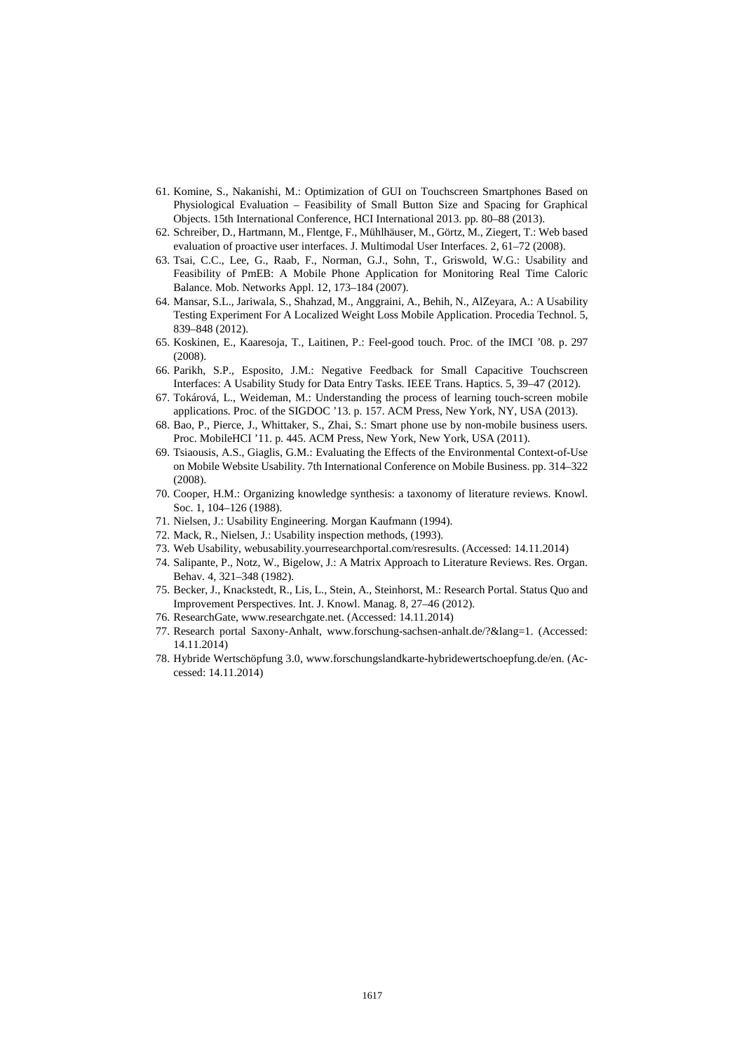61. Komine, S., Nakanishi, M.: Optimization of GUI on Touchscreen Smartphones Based on Physiological Evaluation – Feasibility of Small Button Size and Spacing for Graphical Objects. 15th International Conference, HCI International 2013. pp. 80–88 (2013).
62. Schreiber, D., Hartmann, M., Flentge, F., Mühlhäuser, M., Görtz, M., Ziegert, T.: Web based evaluation of proactive user interfaces. J. Multimodal User Interfaces. 2, 61–72 (2008).
63. Tsai, C.C., Lee, G., Raab, F., Norman, G.J., Sohn, T., Griswold, W.G.: Usability and Feasibility of PmEB: A Mobile Phone Application for Monitoring Real Time Caloric Balance. Mob. Networks Appl. 12, 173–184 (2007).
64. Mansar, S.L., Jariwala, S., Shahzad, M., Anggraini, A., Behih, N., AlZeyara, A.: A Usability Testing Experiment For A Localized Weight Loss Mobile Application. Procedia Technol. 5, 839–848 (2012).
65. Koskinen, E., Kaaresoja, T., Laitinen, P.: Feel-good touch. Proc. of the IMCI '08. p. 297 (2008).
66. Parikh, S.P., Esposito, J.M.: Negative Feedback for Small Capacitive Touchscreen Interfaces: A Usability Study for Data Entry Tasks. IEEE Trans. Haptics. 5, 39–47 (2012).
67. Tokárová, L., Weideman, M.: Understanding the process of learning touch-screen mobile applications. Proc. of the SIGDOC '13. p. 157. ACM Press, New York, NY, USA (2013).
68. Bao, P., Pierce, J., Whittaker, S., Zhai, S.: Smart phone use by non-mobile business users. Proc. MobileHCI '11. p. 445. ACM Press, New York, New York, USA (2011).
69. Tsiaousis, A.S., Giaglis, G.M.: Evaluating the Effects of the Environmental Context-of-Use on Mobile Website Usability. 7th International Conference on Mobile Business. pp. 314–322 (2008).
70. Cooper, H.M.: Organizing knowledge synthesis: a taxonomy of literature reviews. Knowl. Soc. 1, 104–126 (1988).
71. Nielsen, J.: Usability Engineering. Morgan Kaufmann (1994).
72. Mack, R., Nielsen, J.: Usability inspection methods, (1993).
73. Web Usability, webusability.yourresearchportal.com/resresults. (Accessed: 14.11.2014)
74. Salipante, P., Notz, W., Bigelow, J.: A Matrix Approach to Literature Reviews. Res. Organ. Behav. 4, 321–348 (1982).
75. Becker, J., Knackstedt, R., Lis, L., Stein, A., Steinhorst, M.: Research Portal. Status Quo and Improvement Perspectives. Int. J. Knowl. Manag. 8, 27–46 (2012).
76. ResearchGate, www.researchgate.net. (Accessed: 14.11.2014)
77. Research portal Saxony-Anhalt, www.forschung-sachsen-anhalt.de/?&lang=1. (Accessed: 14.11.2014)
78. Hybride Wertschöpfung 3.0, www.forschungslandkarte-hybridewertschoepfung.de/en. (Accessed: 14.11.2014)